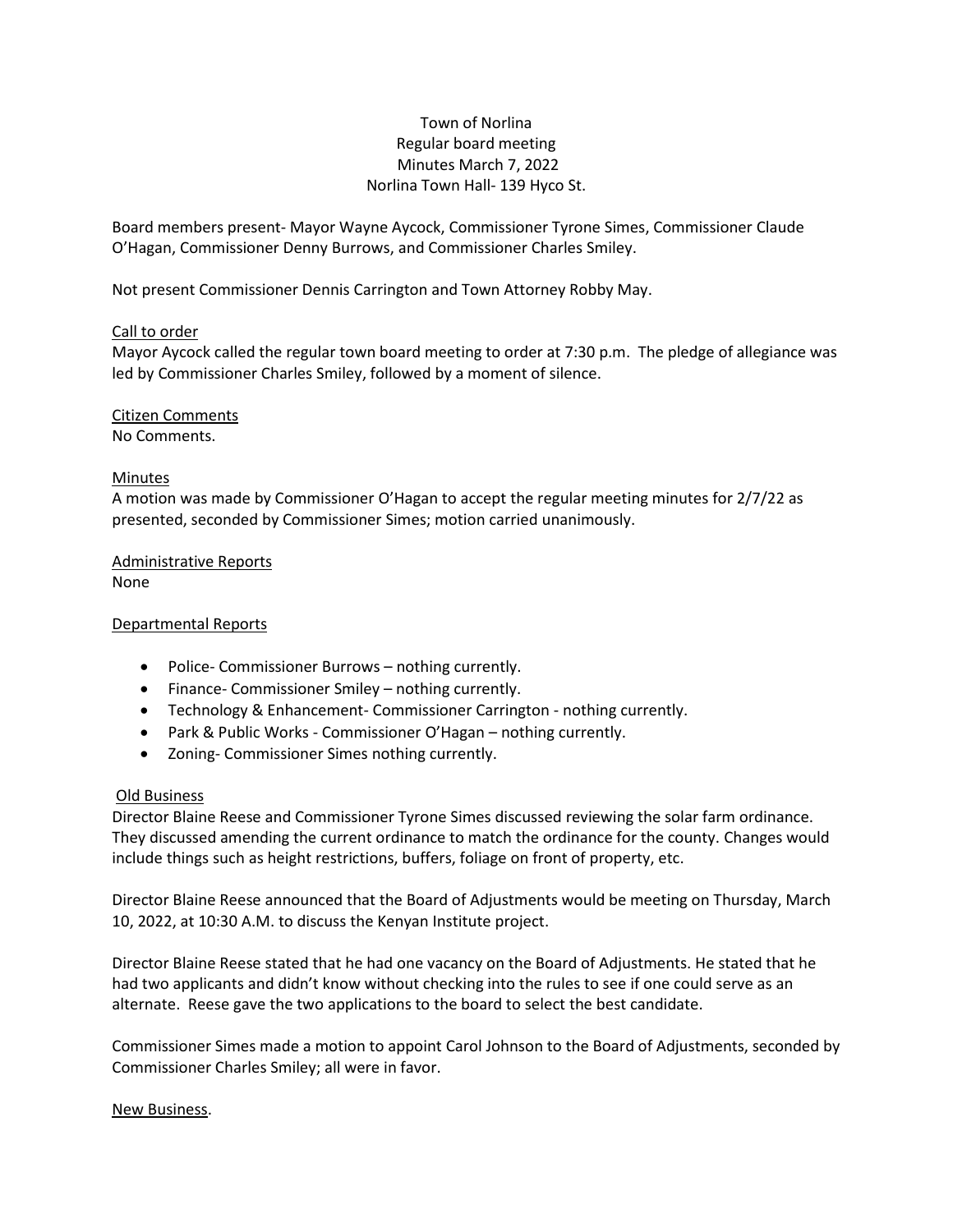# Town of Norlina
## Regular board meeting
## Minutes March 7, 2022
## Norlina Town Hall- 139 Hyco St.

Board members present- Mayor Wayne Aycock, Commissioner Tyrone Simes, Commissioner Claude O'Hagan, Commissioner Denny Burrows, and Commissioner Charles Smiley.

Not present Commissioner Dennis Carrington and Town Attorney Robby May.

### Call to order

Mayor Aycock called the regular town board meeting to order at 7:30 p.m. The pledge of allegiance was led by Commissioner Charles Smiley, followed by a moment of silence.

### Citizen Comments

No Comments.

### Minutes

A motion was made by Commissioner O'Hagan to accept the regular meeting minutes for 2/7/22 as presented, seconded by Commissioner Simes; motion carried unanimously.

### Administrative Reports

None

### Departmental Reports

- Police- Commissioner Burrows – nothing currently.
- Finance- Commissioner Smiley – nothing currently.
- Technology & Enhancement- Commissioner Carrington - nothing currently.
- Park & Public Works - Commissioner O'Hagan – nothing currently.
- Zoning- Commissioner Simes nothing currently.

### Old Business

Director Blaine Reese and Commissioner Tyrone Simes discussed reviewing the solar farm ordinance. They discussed amending the current ordinance to match the ordinance for the county. Changes would include things such as height restrictions, buffers, foliage on front of property, etc.

Director Blaine Reese announced that the Board of Adjustments would be meeting on Thursday, March 10, 2022, at 10:30 A.M. to discuss the Kenyan Institute project.

Director Blaine Reese stated that he had one vacancy on the Board of Adjustments. He stated that he had two applicants and didn't know without checking into the rules to see if one could serve as an alternate. Reese gave the two applications to the board to select the best candidate.

Commissioner Simes made a motion to appoint Carol Johnson to the Board of Adjustments, seconded by Commissioner Charles Smiley; all were in favor.

### New Business.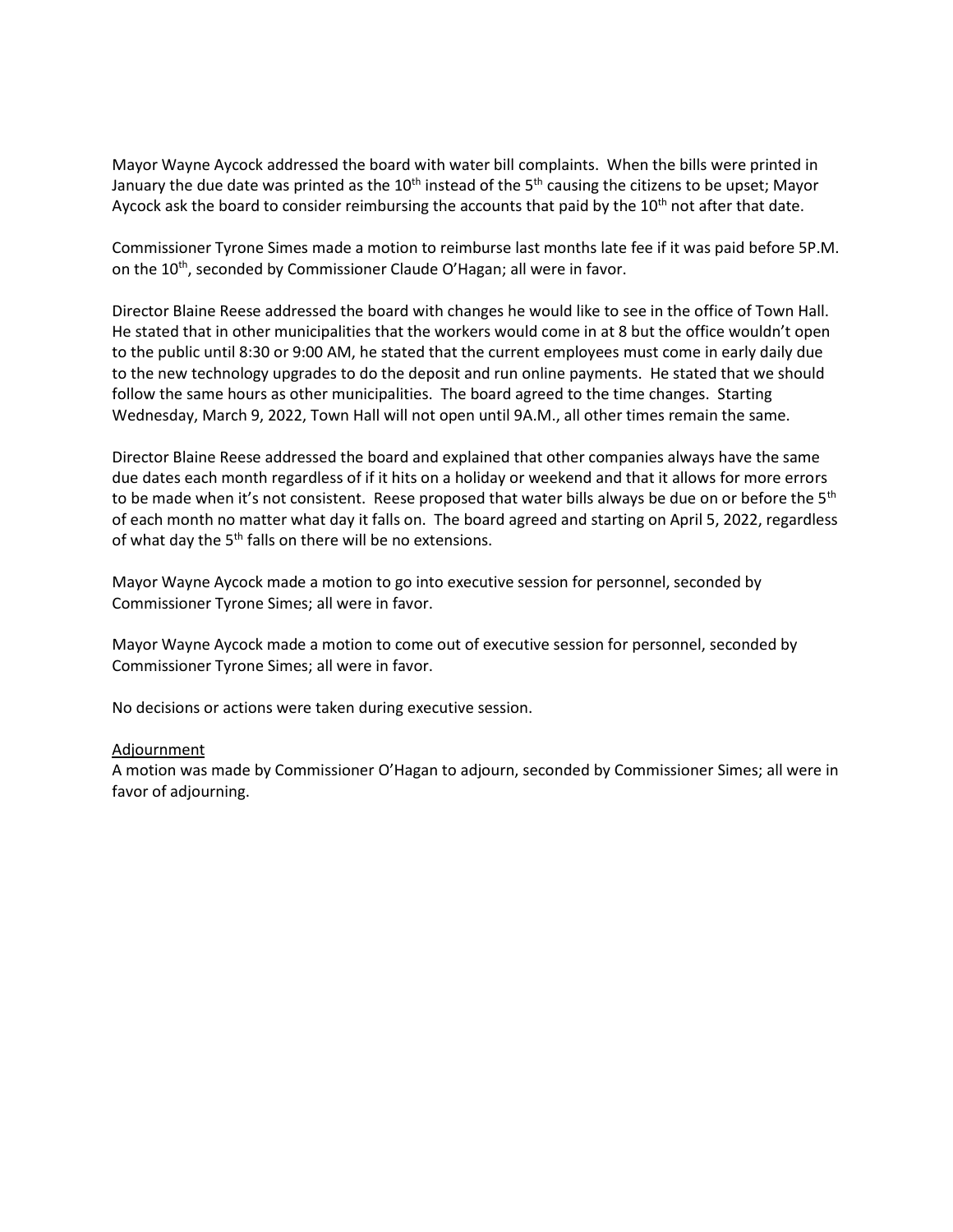Mayor Wayne Aycock addressed the board with water bill complaints. When the bills were printed in January the due date was printed as the 10th instead of the 5th causing the citizens to be upset; Mayor Aycock ask the board to consider reimbursing the accounts that paid by the 10th not after that date.

Commissioner Tyrone Simes made a motion to reimburse last months late fee if it was paid before 5P.M. on the 10th, seconded by Commissioner Claude O'Hagan; all were in favor.

Director Blaine Reese addressed the board with changes he would like to see in the office of Town Hall. He stated that in other municipalities that the workers would come in at 8 but the office wouldn't open to the public until 8:30 or 9:00 AM, he stated that the current employees must come in early daily due to the new technology upgrades to do the deposit and run online payments. He stated that we should follow the same hours as other municipalities. The board agreed to the time changes. Starting Wednesday, March 9, 2022, Town Hall will not open until 9A.M., all other times remain the same.

Director Blaine Reese addressed the board and explained that other companies always have the same due dates each month regardless of if it hits on a holiday or weekend and that it allows for more errors to be made when it's not consistent. Reese proposed that water bills always be due on or before the 5th of each month no matter what day it falls on. The board agreed and starting on April 5, 2022, regardless of what day the 5th falls on there will be no extensions.

Mayor Wayne Aycock made a motion to go into executive session for personnel, seconded by Commissioner Tyrone Simes; all were in favor.

Mayor Wayne Aycock made a motion to come out of executive session for personnel, seconded by Commissioner Tyrone Simes; all were in favor.

No decisions or actions were taken during executive session.

Adjournment

A motion was made by Commissioner O'Hagan to adjourn, seconded by Commissioner Simes; all were in favor of adjourning.